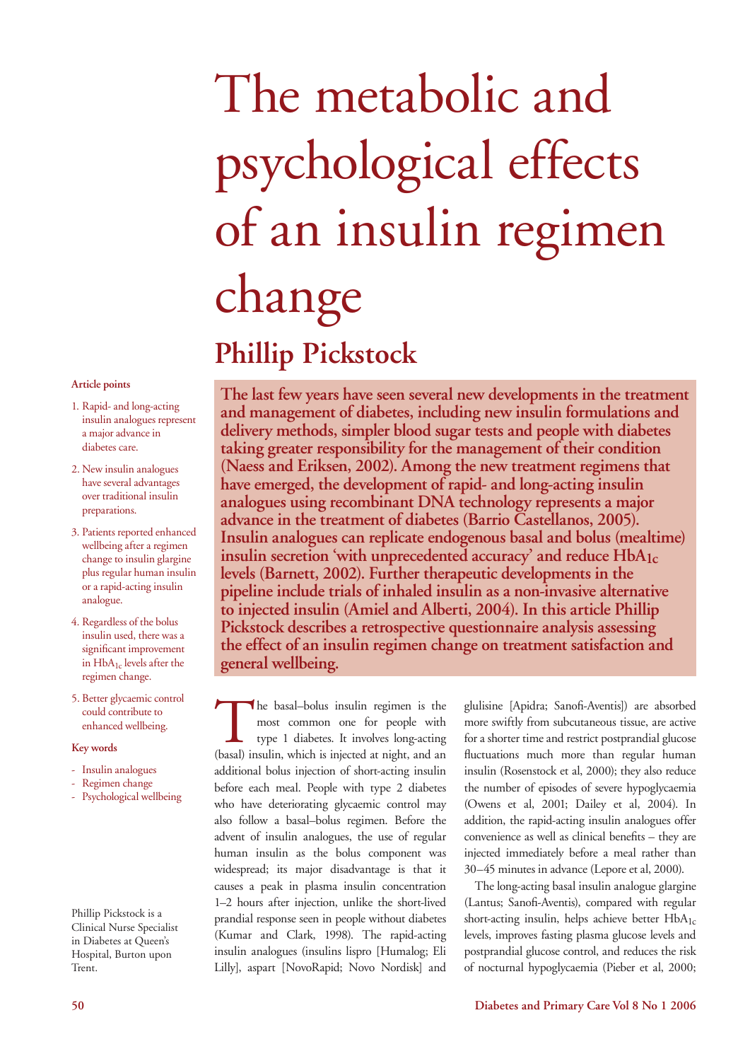# The metabolic and psychological effects of an insulin regimen change

## Phillip Pickstock

**The last few years have seen several new developments in the treatment and management of diabetes, including new insulin formulations and delivery methods, simpler blood sugar tests and people with diabetes taking greater responsibility for the management of their condition (Naess and Eriksen, 2002). Among the new treatment regimens that have emerged, the development of rapid- and long-acting insulin analogues using recombinant DNA technology represents a major advance in the treatment of diabetes (Barrio Castellanos, 2005). Insulin analogues can replicate endogenous basal and bolus (mealtime) insulin secretion 'with unprecedented accuracy' and reduce $HbA_{1c}$ levels (Barnett, 2002). Further therapeutic developments in the pipeline include trials of inhaled insulin as a non-invasive alternative to injected insulin (Amiel and Alberti, 2004). In this article Phillip Pickstock describes a retrospective questionnaire analysis assessing the effect of an insulin regimen change on treatment satisfaction and general wellbeing.**

**Article points**

1. Rapid- and long-acting insulin analogues represent a major advance in diabetes care.
2. New insulin analogues have several advantages over traditional insulin preparations.
3. Patients reported enhanced wellbeing after a regimen change to insulin glargine plus regular human insulin or a rapid-acting insulin analogue.
4. Regardless of the bolus insulin used, there was a significant improvement in $HbA_{1c}$ levels after the regimen change.
5. Better glycaemic control could contribute to enhanced wellbeing.

**Key words**

- Insulin analogues
- Regimen change
- Psychological wellbeing

Phillip Pickstock is a Clinical Nurse Specialist in Diabetes at Queen's Hospital, Burton upon Trent.

The basal–bolus insulin regimen is the most common one for people with type 1 diabetes. It involves long-acting (basal) insulin, which is injected at night, and an additional bolus injection of short-acting insulin before each meal. People with type 2 diabetes who have deteriorating glycaemic control may also follow a basal–bolus regimen. Before the advent of insulin analogues, the use of regular human insulin as the bolus component was widespread; its major disadvantage is that it causes a peak in plasma insulin concentration 1–2 hours after injection, unlike the short-lived prandial response seen in people without diabetes (Kumar and Clark, 1998). The rapid-acting insulin analogues (insulins lispro [Humalog; Eli Lilly], aspart [NovoRapid; Novo Nordisk] and glulisine [Apidra; Sanofi-Aventis]) are absorbed more swiftly from subcutaneous tissue, are active for a shorter time and restrict postprandial glucose fluctuations much more than regular human insulin (Rosenstock et al, 2000); they also reduce the number of episodes of severe hypoglycaemia (Owens et al, 2001; Dailey et al, 2004). In addition, the rapid-acting insulin analogues offer convenience as well as clinical benefits – they are injected immediately before a meal rather than 30–45 minutes in advance (Lepore et al, 2000).

The long-acting basal insulin analogue glargine (Lantus; Sanofi-Aventis), compared with regular short-acting insulin, helps achieve better $HbA_{1c}$ levels, improves fasting plasma glucose levels and postprandial glucose control, and reduces the risk of nocturnal hypoglycaemia (Pieber et al, 2000;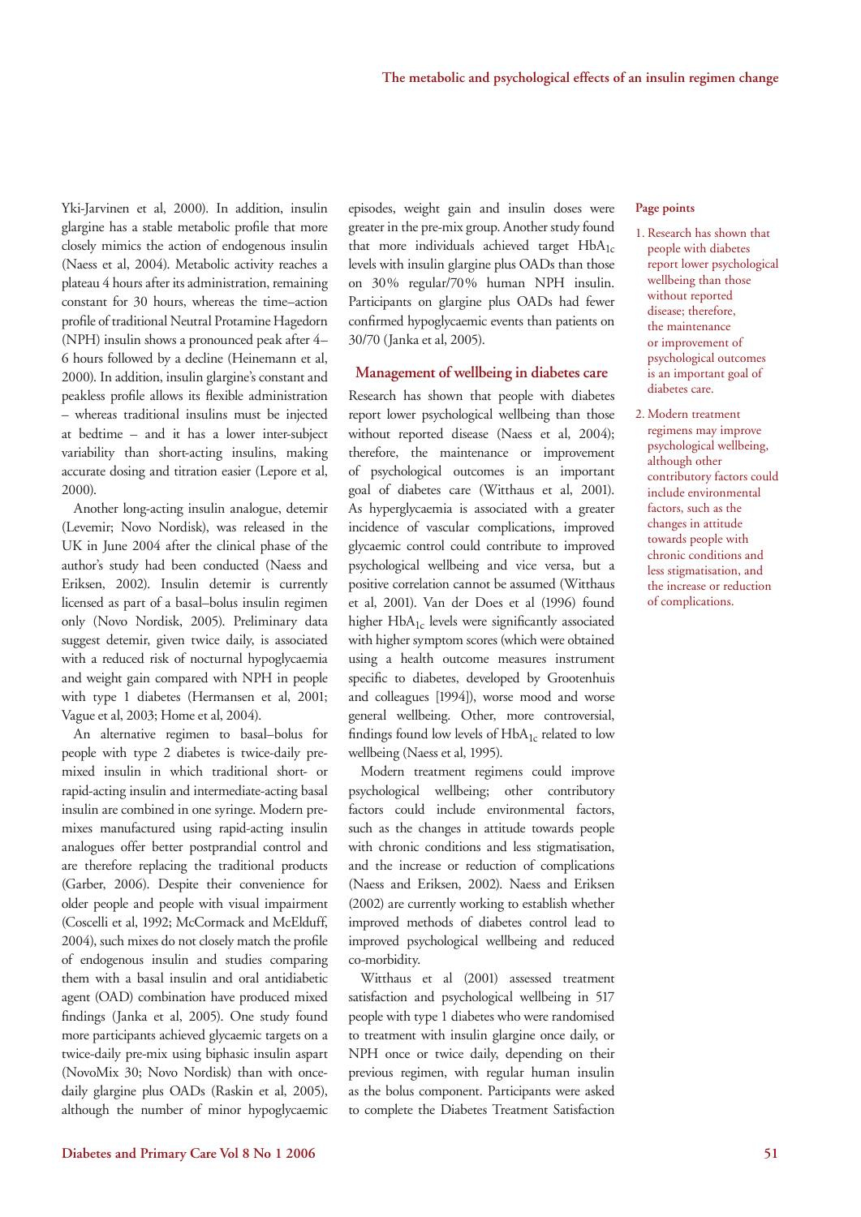Yki-Jarvinen et al, 2000). In addition, insulin glargine has a stable metabolic profile that more closely mimics the action of endogenous insulin (Naess et al, 2004). Metabolic activity reaches a plateau 4 hours after its administration, remaining constant for 30 hours, whereas the time–action profile of traditional Neutral Protamine Hagedorn (NPH) insulin shows a pronounced peak after 4–6 hours followed by a decline (Heinemann et al, 2000). In addition, insulin glargine's constant and peakless profile allows its flexible administration – whereas traditional insulins must be injected at bedtime – and it has a lower inter-subject variability than short-acting insulins, making accurate dosing and titration easier (Lepore et al, 2000).

Another long-acting insulin analogue, detemir (Levemir; Novo Nordisk), was released in the UK in June 2004 after the clinical phase of the author's study had been conducted (Naess and Eriksen, 2002). Insulin detemir is currently licensed as part of a basal–bolus insulin regimen only (Novo Nordisk, 2005). Preliminary data suggest detemir, given twice daily, is associated with a reduced risk of nocturnal hypoglycaemia and weight gain compared with NPH in people with type 1 diabetes (Hermansen et al, 2001; Vague et al, 2003; Home et al, 2004).

An alternative regimen to basal–bolus for people with type 2 diabetes is twice-daily pre-mixed insulin in which traditional short- or rapid-acting insulin and intermediate-acting basal insulin are combined in one syringe. Modern pre-mixes manufactured using rapid-acting insulin analogues offer better postprandial control and are therefore replacing the traditional products (Garber, 2006). Despite their convenience for older people and people with visual impairment (Coscelli et al, 1992; McCormack and McElduff, 2004), such mixes do not closely match the profile of endogenous insulin and studies comparing them with a basal insulin and oral antidiabetic agent (OAD) combination have produced mixed findings (Janka et al, 2005). One study found more participants achieved glycaemic targets on a twice-daily pre-mix using biphasic insulin aspart (NovoMix 30; Novo Nordisk) than with once-daily glargine plus OADs (Raskin et al, 2005), although the number of minor hypoglycaemic episodes, weight gain and insulin doses were greater in the pre-mix group. Another study found that more individuals achieved target $HbA_{1c}$ levels with insulin glargine plus OADs than those on 30% regular/70% human NPH insulin. Participants on glargine plus OADs had fewer confirmed hypoglycaemic events than patients on 30/70 (Janka et al, 2005).

## Management of wellbeing in diabetes care

Research has shown that people with diabetes report lower psychological wellbeing than those without reported disease (Naess et al, 2004); therefore, the maintenance or improvement of psychological outcomes is an important goal of diabetes care (Witthaus et al, 2001). As hyperglycaemia is associated with a greater incidence of vascular complications, improved glycaemic control could contribute to improved psychological wellbeing and vice versa, but a positive correlation cannot be assumed (Witthaus et al, 2001). Van der Does et al (1996) found higher $HbA_{1c}$ levels were significantly associated with higher symptom scores (which were obtained using a health outcome measures instrument specific to diabetes, developed by Grootenhuis and colleagues [1994]), worse mood and worse general wellbeing. Other, more controversial, findings found low levels of $HbA_{1c}$ related to low wellbeing (Naess et al, 1995).

Modern treatment regimens could improve psychological wellbeing; other contributory factors could include environmental factors, such as the changes in attitude towards people with chronic conditions and less stigmatisation, and the increase or reduction of complications (Naess and Eriksen, 2002). Naess and Eriksen (2002) are currently working to establish whether improved methods of diabetes control lead to improved psychological wellbeing and reduced co-morbidity.

Witthaus et al (2001) assessed treatment satisfaction and psychological wellbeing in 517 people with type 1 diabetes who were randomised to treatment with insulin glargine once daily, or NPH once or twice daily, depending on their previous regimen, with regular human insulin as the bolus component. Participants were asked to complete the Diabetes Treatment Satisfaction

**Page points**

1. Research has shown that people with diabetes report lower psychological wellbeing than those without reported disease; therefore, the maintenance or improvement of psychological outcomes is an important goal of diabetes care.
2. Modern treatment regimens may improve psychological wellbeing, although other contributory factors could include environmental factors, such as the changes in attitude towards people with chronic conditions and less stigmatisation, and the increase or reduction of complications.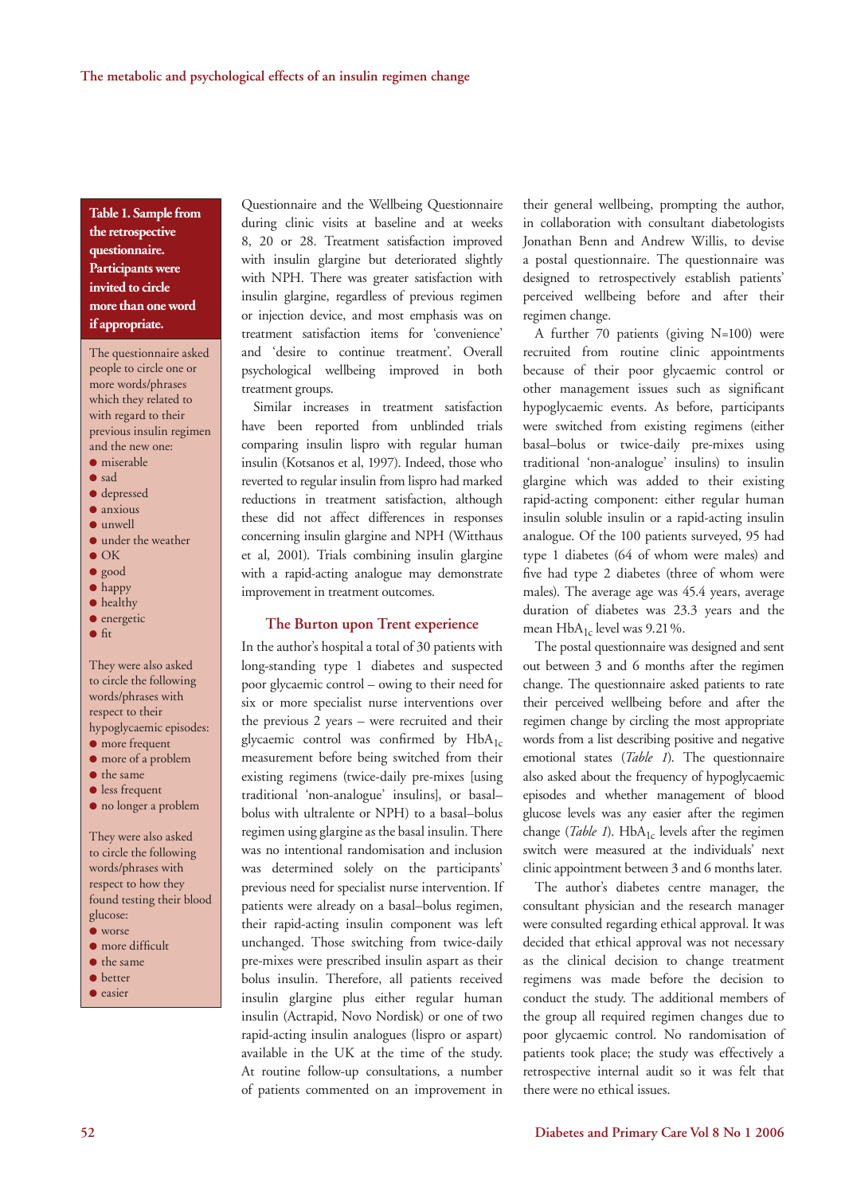Questionnaire and the Wellbeing Questionnaire during clinic visits at baseline and at weeks 8, 20 or 28. Treatment satisfaction improved with insulin glargine but deteriorated slightly with NPH. There was greater satisfaction with insulin glargine, regardless of previous regimen or injection device, and most emphasis was on treatment satisfaction items for 'convenience' and 'desire to continue treatment'. Overall psychological wellbeing improved in both treatment groups.

Similar increases in treatment satisfaction have been reported from unblinded trials comparing insulin lispro with regular human insulin (Kotsanos et al, 1997). Indeed, those who reverted to regular insulin from lispro had marked reductions in treatment satisfaction, although these did not affect differences in responses concerning insulin glargine and NPH (Witthaus et al, 2001). Trials combining insulin glargine with a rapid-acting analogue may demonstrate improvement in treatment outcomes.

## The Burton upon Trent experience

In the author's hospital a total of 30 patients with long-standing type 1 diabetes and suspected poor glycaemic control – owing to their need for six or more specialist nurse interventions over the previous 2 years – were recruited and their glycaemic control was confirmed by $HbA_{1c}$ measurement before being switched from their existing regimens (twice-daily pre-mixes [using traditional 'non-analogue' insulins], or basal–bolus with ultralente or NPH) to a basal–bolus regimen using glargine as the basal insulin. There was no intentional randomisation and inclusion was determined solely on the participants' previous need for specialist nurse intervention. If patients were already on a basal–bolus regimen, their rapid-acting insulin component was left unchanged. Those switching from twice-daily pre-mixes were prescribed insulin aspart as their bolus insulin. Therefore, all patients received insulin glargine plus either regular human insulin (Actrapid, Novo Nordisk) or one of two rapid-acting insulin analogues (lispro or aspart) available in the UK at the time of the study. At routine follow-up consultations, a number of patients commented on an improvement in their general wellbeing, prompting the author, in collaboration with consultant diabetologists Jonathan Benn and Andrew Willis, to devise a postal questionnaire. The questionnaire was designed to retrospectively establish patients' perceived wellbeing before and after their regimen change.

A further 70 patients (giving N=100) were recruited from routine clinic appointments because of their poor glycaemic control or other management issues such as significant hypoglycaemic events. As before, participants were switched from existing regimens (either basal–bolus or twice-daily pre-mixes using traditional 'non-analogue' insulins) to insulin glargine which was added to their existing rapid-acting component: either regular human insulin soluble insulin or a rapid-acting insulin analogue. Of the 100 patients surveyed, 95 had type 1 diabetes (64 of whom were males) and five had type 2 diabetes (three of whom were males). The average age was 45.4 years, average duration of diabetes was 23.3 years and the mean $HbA_{1c}$ level was 9.21%.

The postal questionnaire was designed and sent out between 3 and 6 months after the regimen change. The questionnaire asked patients to rate their perceived wellbeing before and after the regimen change by circling the most appropriate words from a list describing positive and negative emotional states (*Table 1*). The questionnaire also asked about the frequency of hypoglycaemic episodes and whether management of blood glucose levels was any easier after the regimen change (*Table 1*). $HbA_{1c}$ levels after the regimen switch were measured at the individuals' next clinic appointment between 3 and 6 months later.

The author's diabetes centre manager, the consultant physician and the research manager were consulted regarding ethical approval. It was decided that ethical approval was not necessary as the clinical decision to change treatment regimens was made before the decision to conduct the study. The additional members of the group all required regimen changes due to poor glycaemic control. No randomisation of patients took place; the study was effectively a retrospective internal audit so it was felt that there were no ethical issues.

**Table 1. Sample from the retrospective questionnaire. Participants were invited to circle more than one word if appropriate.**

The questionnaire asked people to circle one or more words/phrases which they related to with regard to their previous insulin regimen and the new one:

- miserable
- sad
- depressed
- anxious
- unwell
- under the weather
- OK
- good
- happy
- healthy
- energetic
- fit

They were also asked to circle the following words/phrases with respect to their hypoglycaemic episodes:

- more frequent
- more of a problem
- the same
- less frequent
- no longer a problem

They were also asked to circle the following words/phrases with respect to how they found testing their blood glucose:

- worse
- more difficult
- the same
- better
- easier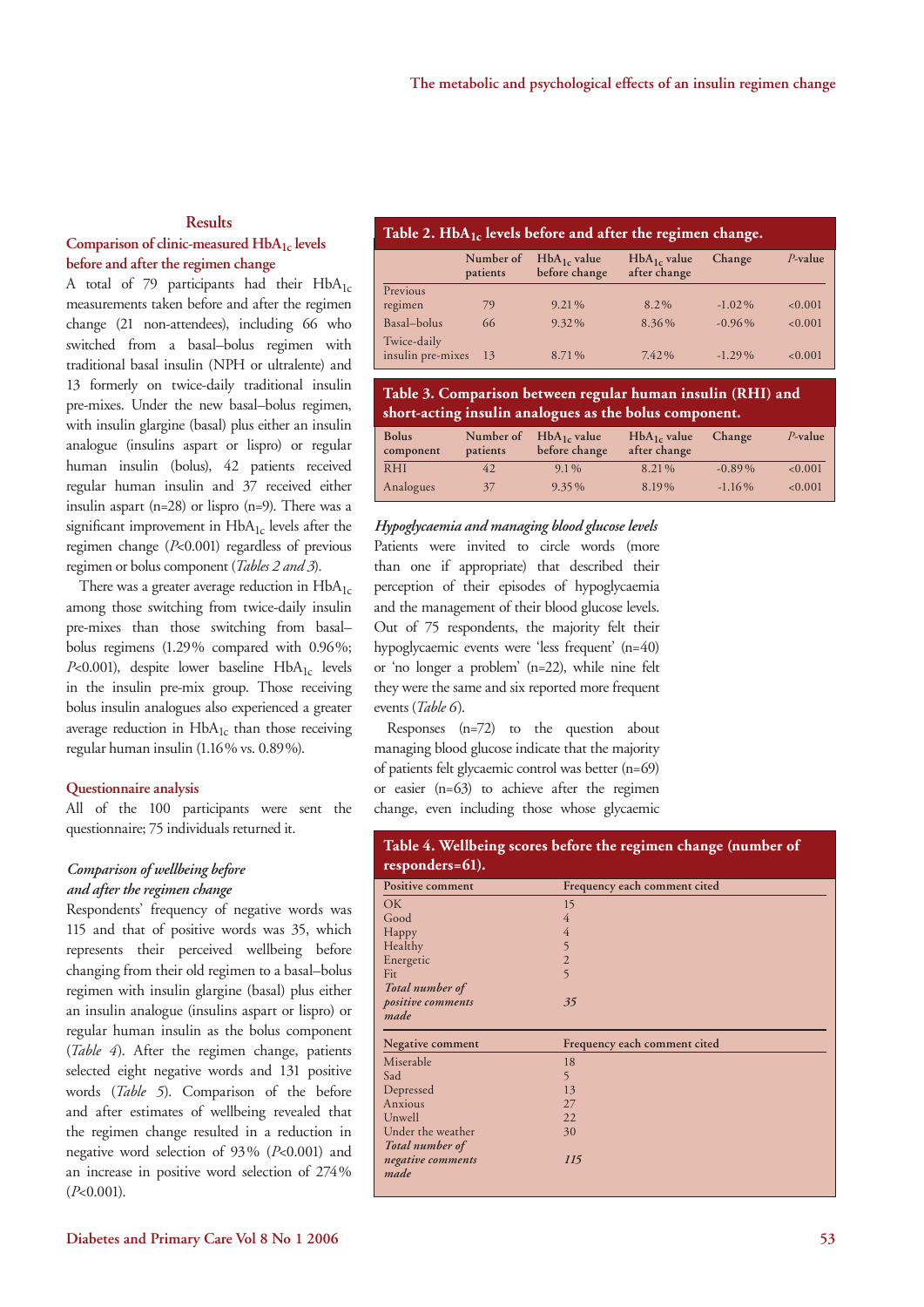## Results

### Comparison of clinic-measured $HbA_{1c}$ levels before and after the regimen change

A total of 79 participants had their $HbA_{1c}$ measurements taken before and after the regimen change (21 non-attendees), including 66 who switched from a basal–bolus regimen with traditional basal insulin (NPH or ultralente) and 13 formerly on twice-daily traditional insulin pre-mixes. Under the new basal–bolus regimen, with insulin glargine (basal) plus either an insulin analogue (insulins aspart or lispro) or regular human insulin (bolus), 42 patients received regular human insulin and 37 received either insulin aspart (n=28) or lispro (n=9). There was a significant improvement in $HbA_{1c}$ levels after the regimen change ($P<0.001$) regardless of previous regimen or bolus component (*Tables 2 and 3*).

There was a greater average reduction in $HbA_{1c}$ among those switching from twice-daily insulin pre-mixes than those switching from basal–bolus regimens (1.29% compared with 0.96%; $P<0.001$), despite lower baseline $HbA_{1c}$ levels in the insulin pre-mix group. Those receiving bolus insulin analogues also experienced a greater average reduction in $HbA_{1c}$ than those receiving regular human insulin (1.16% vs. 0.89%).

**Table 2. $HbA_{1c}$ levels before and after the regimen change.**

| | Number of patients | $HbA_{1c}$ value before change | $HbA_{1c}$ value after change | Change | *P*-value |
|---|---|---|---|---|---|
| Previous regimen | 79 | 9.21% | 8.2% | -1.02% | <0.001 |
| Basal–bolus | 66 | 9.32% | 8.36% | -0.96% | <0.001 |
| Twice-daily insulin pre-mixes | 13 | 8.71% | 7.42% | -1.29% | <0.001 |

**Table 3. Comparison between regular human insulin (RHI) and short-acting insulin analogues as the bolus component.**

| Bolus component | Number of patients | $HbA_{1c}$ value before change | $HbA_{1c}$ value after change | Change | *P*-value |
|---|---|---|---|---|---|
| RHI | 42 | 9.1% | 8.21% | -0.89% | <0.001 |
| Analogues | 37 | 9.35% | 8.19% | -1.16% | <0.001 |

### Questionnaire analysis

All of the 100 participants were sent the questionnaire; 75 individuals returned it.

#### *Comparison of wellbeing before and after the regimen change*

Respondents' frequency of negative words was 115 and that of positive words was 35, which represents their perceived wellbeing before changing from their old regimen to a basal–bolus regimen with insulin glargine (basal) plus either an insulin analogue (insulins aspart or lispro) or regular human insulin as the bolus component (*Table 4*). After the regimen change, patients selected eight negative words and 131 positive words (*Table 5*). Comparison of the before and after estimates of wellbeing revealed that the regimen change resulted in a reduction in negative word selection of 93% ($P<0.001$) and an increase in positive word selection of 274% ($P<0.001$).

#### *Hypoglycaemia and managing blood glucose levels*

Patients were invited to circle words (more than one if appropriate) that described their perception of their episodes of hypoglycaemia and the management of their blood glucose levels. Out of 75 respondents, the majority felt their hypoglycaemic events were 'less frequent' (n=40) or 'no longer a problem' (n=22), while nine felt they were the same and six reported more frequent events (*Table 6*).

Responses (n=72) to the question about managing blood glucose indicate that the majority of patients felt glycaemic control was better (n=69) or easier (n=63) to achieve after the regimen change, even including those whose glycaemic

**Table 4. Wellbeing scores before the regimen change (number of responders=61).**

| Positive comment | Frequency each comment cited |
|---|---|
| OK | 15 |
| Good | 4 |
| Happy | 4 |
| Healthy | 5 |
| Energetic | 2 |
| Fit | 5 |
| ***Total number of positive comments made*** | ***35*** |

| Negative comment | Frequency each comment cited |
|---|---|
| Miserable | 18 |
| Sad | 5 |
| Depressed | 13 |
| Anxious | 27 |
| Unwell | 22 |
| Under the weather | 30 |
| ***Total number of negative comments made*** | ***115*** |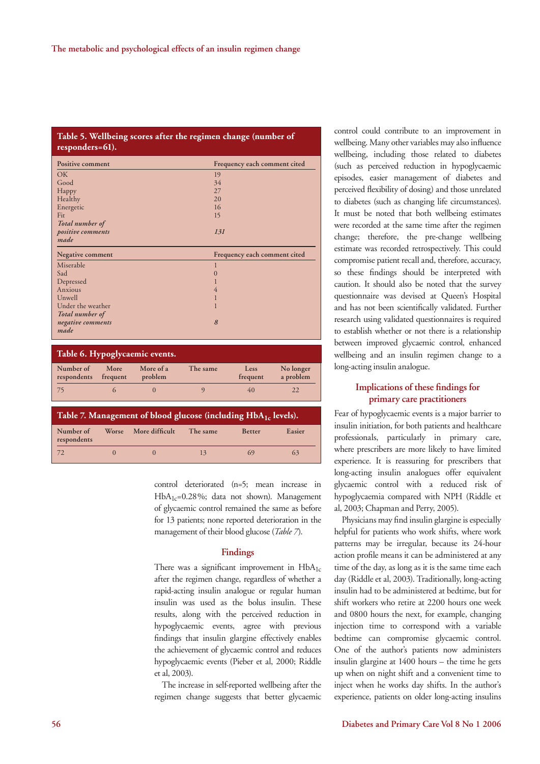**Table 5. Wellbeing scores after the regimen change (number of responders=61).**

| Positive comment | Frequency each comment cited |
|---|---|
| OK | 19 |
| Good | 34 |
| Happy | 27 |
| Healthy | 20 |
| Energetic | 16 |
| Fit | 15 |
| ***Total number of positive comments made*** | ***131*** |
| **Negative comment** | **Frequency each comment cited** |
| Miserable | 1 |
| Sad | 0 |
| Depressed | 1 |
| Anxious | 4 |
| Unwell | 1 |
| Under the weather | 1 |
| ***Total number of negative comments made*** | ***8*** |

**Table 6. Hypoglycaemic events.**

| Number of respondents | More frequent | More of a problem | The same | Less frequent | No longer a problem |
|---|---|---|---|---|---|
| 75 | 6 | 0 | 9 | 40 | 22 |

**Table 7. Management of blood glucose (including $HbA_{1c}$ levels).**

| Number of respondents | Worse | More difficult | The same | Better | Easier |
|---|---|---|---|---|---|
| 72 | 0 | 0 | 13 | 69 | 63 |

control deteriorated (n=5; mean increase in $HbA_{1c}$=0.28%; data not shown). Management of glycaemic control remained the same as before for 13 patients; none reported deterioration in the management of their blood glucose (*Table 7*).

## Findings

There was a significant improvement in $HbA_{1c}$ after the regimen change, regardless of whether a rapid-acting insulin analogue or regular human insulin was used as the bolus insulin. These results, along with the perceived reduction in hypoglycaemic events, agree with previous findings that insulin glargine effectively enables the achievement of glycaemic control and reduces hypoglycaemic events (Pieber et al, 2000; Riddle et al, 2003).

The increase in self-reported wellbeing after the regimen change suggests that better glycaemic control could contribute to an improvement in wellbeing. Many other variables may also influence wellbeing, including those related to diabetes (such as perceived reduction in hypoglycaemic episodes, easier management of diabetes and perceived flexibility of dosing) and those unrelated to diabetes (such as changing life circumstances). It must be noted that both wellbeing estimates were recorded at the same time after the regimen change; therefore, the pre-change wellbeing estimate was recorded retrospectively. This could compromise patient recall and, therefore, accuracy, so these findings should be interpreted with caution. It should also be noted that the survey questionnaire was devised at Queen's Hospital and has not been scientifically validated. Further research using validated questionnaires is required to establish whether or not there is a relationship between improved glycaemic control, enhanced wellbeing and an insulin regimen change to a long-acting insulin analogue.

## Implications of these findings for primary care practitioners

Fear of hypoglycaemic events is a major barrier to insulin initiation, for both patients and healthcare professionals, particularly in primary care, where prescribers are more likely to have limited experience. It is reassuring for prescribers that long-acting insulin analogues offer equivalent glycaemic control with a reduced risk of hypoglycaemia compared with NPH (Riddle et al, 2003; Chapman and Perry, 2005).

Physicians may find insulin glargine is especially helpful for patients who work shifts, where work patterns may be irregular, because its 24-hour action profile means it can be administered at any time of the day, as long as it is the same time each day (Riddle et al, 2003). Traditionally, long-acting insulin had to be administered at bedtime, but for shift workers who retire at 2200 hours one week and 0800 hours the next, for example, changing injection time to correspond with a variable bedtime can compromise glycaemic control. One of the author's patients now administers insulin glargine at 1400 hours – the time he gets up when on night shift and a convenient time to inject when he works day shifts. In the author's experience, patients on older long-acting insulins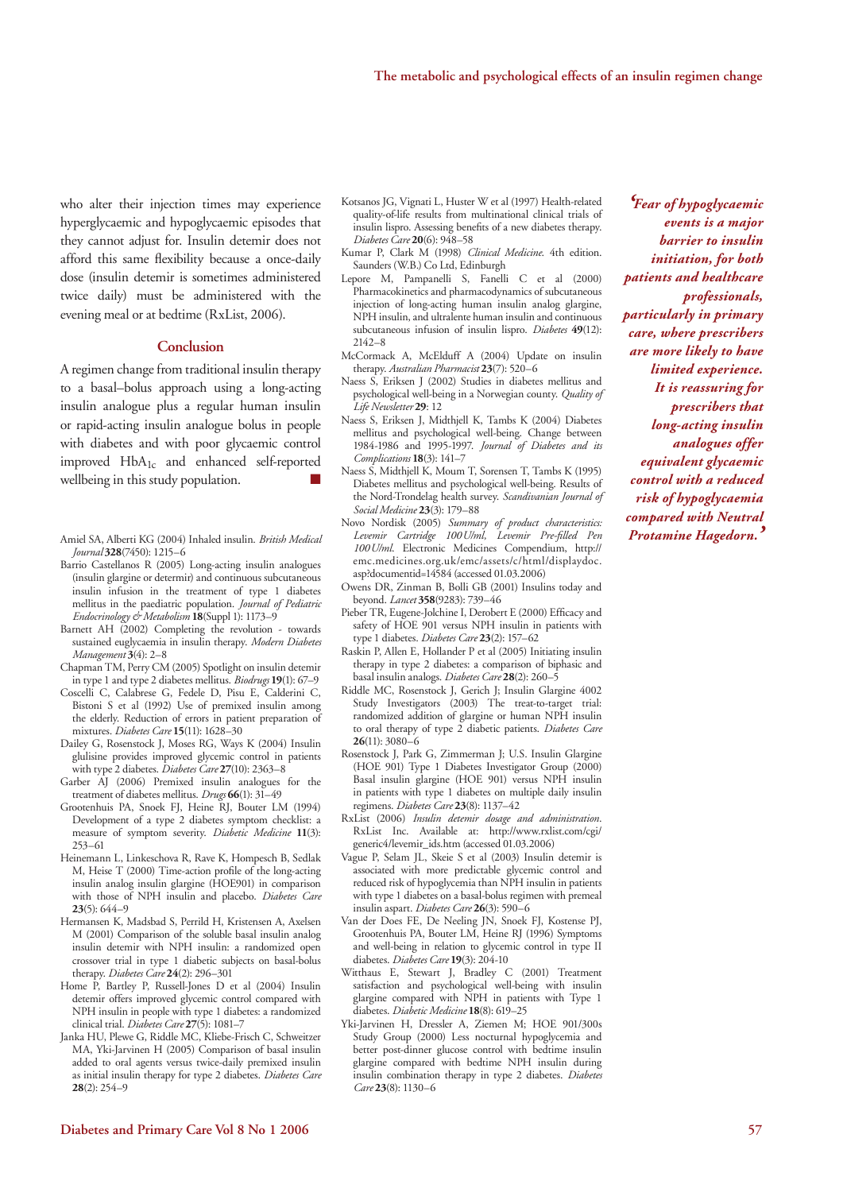who alter their injection times may experience hyperglycaemic and hypoglycaemic episodes that they cannot adjust for. Insulin detemir does not afford this same flexibility because a once-daily dose (insulin detemir is sometimes administered twice daily) must be administered with the evening meal or at bedtime (RxList, 2006).

## Conclusion

A regimen change from traditional insulin therapy to a basal–bolus approach using a long-acting insulin analogue plus a regular human insulin or rapid-acting insulin analogue bolus in people with diabetes and with poor glycaemic control improved $HbA_{1c}$ and enhanced self-reported wellbeing in this study population. ■

Amiel SA, Alberti KG (2004) Inhaled insulin. *British Medical Journal* **328**(7450): 1215–6

Barrio Castellanos R (2005) Long-acting insulin analogues (insulin glargine or detemir) and continuous subcutaneous insulin infusion in the treatment of type 1 diabetes mellitus in the paediatric population. *Journal of Pediatric Endocrinology & Metabolism* **18**(Suppl 1): 1173–9

Barnett AH (2002) Completing the revolution - towards sustained euglycaemia in insulin therapy. *Modern Diabetes Management* **3**(4): 2–8

Chapman TM, Perry CM (2005) Spotlight on insulin detemir in type 1 and type 2 diabetes mellitus. *Biodrugs* **19**(1): 67–9

Coscelli C, Calabrese G, Fedele D, Pisu E, Calderini C, Bistoni S et al (1992) Use of premixed insulin among the elderly. Reduction of errors in patient preparation of mixtures. *Diabetes Care* **15**(11): 1628–30

Dailey G, Rosenstock J, Moses RG, Ways K (2004) Insulin glulisine provides improved glycemic control in patients with type 2 diabetes. *Diabetes Care* **27**(10): 2363–8

Garber AJ (2006) Premixed insulin analogues for the treatment of diabetes mellitus. *Drugs* **66**(1): 31–49

Grootenhuis PA, Snoek FJ, Heine RJ, Bouter LM (1994) Development of a type 2 diabetes symptom checklist: a measure of symptom severity. *Diabetic Medicine* **11**(3): 253–61

Heinemann L, Linkeschova R, Rave K, Hompesch B, Sedlak M, Heise T (2000) Time-action profile of the long-acting insulin analog insulin glargine (HOE901) in comparison with those of NPH insulin and placebo. *Diabetes Care* **23**(5): 644–9

Hermansen K, Madsbad S, Perrild H, Kristensen A, Axelsen M (2001) Comparison of the soluble basal insulin analog insulin detemir with NPH insulin: a randomized open crossover trial in type 1 diabetic subjects on basal-bolus therapy. *Diabetes Care* **24**(2): 296–301

Home P, Bartley P, Russell-Jones D et al (2004) Insulin detemir offers improved glycemic control compared with NPH insulin in people with type 1 diabetes: a randomized clinical trial. *Diabetes Care* **27**(5): 1081–7

Janka HU, Plewe G, Riddle MC, Kliebe-Frisch C, Schweitzer MA, Yki-Jarvinen H (2005) Comparison of basal insulin added to oral agents versus twice-daily premixed insulin as initial insulin therapy for type 2 diabetes. *Diabetes Care* **28**(2): 254–9

Kotsanos JG, Vignati L, Huster W et al (1997) Health-related quality-of-life results from multinational clinical trials of insulin lispro. Assessing benefits of a new diabetes therapy. *Diabetes Care* **20**(6): 948–58

Kumar P, Clark M (1998) *Clinical Medicine*. 4th edition. Saunders (W.B.) Co Ltd, Edinburgh

Lepore M, Pampanelli S, Fanelli C et al (2000) Pharmacokinetics and pharmacodynamics of subcutaneous injection of long-acting human insulin analog glargine, NPH insulin, and ultralente human insulin and continuous subcutaneous infusion of insulin lispro. *Diabetes* **49**(12): 2142–8

McCormack A, McElduff A (2004) Update on insulin therapy. *Australian Pharmacist* **23**(7): 520–6

Naess S, Eriksen J (2002) Studies in diabetes mellitus and psychological well-being in a Norwegian county. *Quality of Life Newsletter* **29**: 12

Naess S, Eriksen J, Midthjell K, Tambs K (2004) Diabetes mellitus and psychological well-being. Change between 1984-1986 and 1995-1997. *Journal of Diabetes and its Complications* **18**(3): 141–7

Naess S, Midthjell K, Moum T, Sorensen T, Tambs K (1995) Diabetes mellitus and psychological well-being. Results of the Nord-Trondelag health survey. *Scandinavian Journal of Social Medicine* **23**(3): 179–88

Novo Nordisk (2005) *Summary of product characteristics: Levemir Cartridge 100 U/ml, Levemir Pre-filled Pen 100 U/ml*. Electronic Medicines Compendium, http://emc.medicines.org.uk/emc/assets/c/html/displaydoc.asp?documentid=14584 (accessed 01.03.2006)

Owens DR, Zinman B, Bolli GB (2001) Insulins today and beyond. *Lancet* **358**(9283): 739–46

Pieber TR, Eugene-Jolchine I, Derobert E (2000) Efficacy and safety of HOE 901 versus NPH insulin in patients with type 1 diabetes. *Diabetes Care* **23**(2): 157–62

Raskin P, Allen E, Hollander P et al (2005) Initiating insulin therapy in type 2 diabetes: a comparison of biphasic and basal insulin analogs. *Diabetes Care* **28**(2): 260–5

Riddle MC, Rosenstock J, Gerich J; Insulin Glargine 4002 Study Investigators (2003) The treat-to-target trial: randomized addition of glargine or human NPH insulin to oral therapy of type 2 diabetic patients. *Diabetes Care* **26**(11): 3080–6

Rosenstock J, Park G, Zimmerman J; U.S. Insulin Glargine (HOE 901) Type 1 Diabetes Investigator Group (2000) Basal insulin glargine (HOE 901) versus NPH insulin in patients with type 1 diabetes on multiple daily insulin regimens. *Diabetes Care* **23**(8): 1137–42

RxList (2006) *Insulin detemir dosage and administration*. RxList Inc. Available at: http://www.rxlist.com/cgi/generic4/levemir_ids.htm (accessed 01.03.2006)

Vague P, Selam JL, Skeie S et al (2003) Insulin detemir is associated with more predictable glycemic control and reduced risk of hypoglycemia than NPH insulin in patients with type 1 diabetes on a basal-bolus regimen with premeal insulin aspart. *Diabetes Care* **26**(3): 590–6

Van der Does FE, De Neeling JN, Snoek FJ, Kostense PJ, Grootenhuis PA, Bouter LM, Heine RJ (1996) Symptoms and well-being in relation to glycemic control in type II diabetes. *Diabetes Care* **19**(3): 204-10

Witthaus E, Stewart J, Bradley C (2001) Treatment satisfaction and psychological well-being with insulin glargine compared with NPH in patients with Type 1 diabetes. *Diabetic Medicine* **18**(8): 619–25

Yki-Jarvinen H, Dressler A, Ziemen M; HOE 901/300s Study Group (2000) Less nocturnal hypoglycemia and better post-dinner glucose control with bedtime insulin glargine compared with bedtime NPH insulin during insulin combination therapy in type 2 diabetes. *Diabetes Care* **23**(8): 1130–6

*'Fear of hypoglycaemic events is a major barrier to insulin initiation, for both patients and healthcare professionals, particularly in primary care, where prescribers are more likely to have limited experience. It is reassuring for prescribers that long-acting insulin analogues offer equivalent glycaemic control with a reduced risk of hypoglycaemia compared with Neutral Protamine Hagedorn.'*